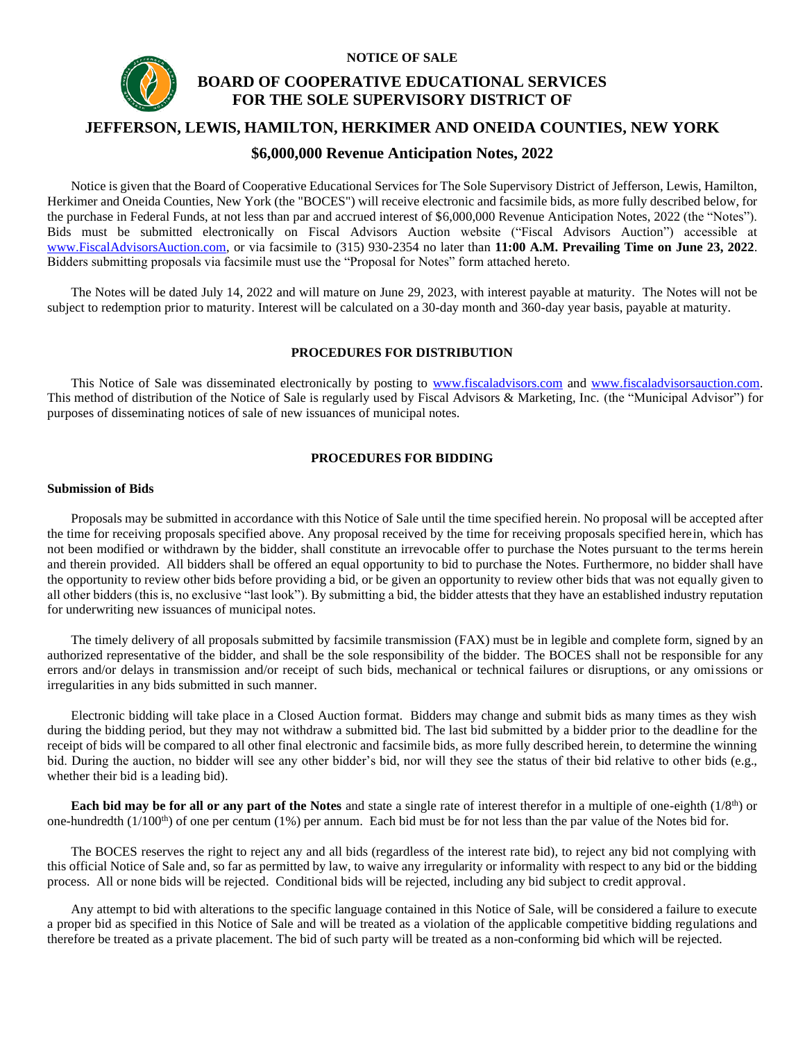**NOTICE OF SALE**

# BOARD OF COOPERATIVE EDUCATIONAL SERVICES FOR THE SOLE SUPERVISORY DISTRICT OF

# JEFFERSON, LEWIS, HAMILTON, HERKIMER AND ONEIDA COUNTIES, NEW YORK

## \$6,000,000 Revenue Anticipation Notes, 2022

Notice is given that the Board of Cooperative Educational Services for The Sole Supervisory District of Jefferson, Lewis, Hamilton, Herkimer and Oneida Counties, New York (the "BOCES") will receive electronic and facsimile bids, as more fully described below, for the purchase in Federal Funds, at not less than par and accrued interest of \$6,000,000 Revenue Anticipation Notes, 2022 (the "Notes"). Bids must be submitted electronically on Fiscal Advisors Auction website ("Fiscal Advisors Auction") accessible at www.FiscalAdvisorsAuction.com, or via facsimile to (315) 930-2354 no later than **11:00 A.M. Prevailing Time on June 23, 2022**. Bidders submitting proposals via facsimile must use the "Proposal for Notes" form attached hereto.

The Notes will be dated July 14, 2022 and will mature on June 29, 2023, with interest payable at maturity. The Notes will not be subject to redemption prior to maturity. Interest will be calculated on a 30-day month and 360-day year basis, payable at maturity.

### PROCEDURES FOR DISTRIBUTION

This Notice of Sale was disseminated electronically by posting to www.fiscaladvisors.com and www.fiscaladvisorsauction.com. This method of distribution of the Notice of Sale is regularly used by Fiscal Advisors & Marketing, Inc. (the "Municipal Advisor") for purposes of disseminating notices of sale of new issuances of municipal notes.

### PROCEDURES FOR BIDDING

**Submission of Bids**

Proposals may be submitted in accordance with this Notice of Sale until the time specified herein. No proposal will be accepted after the time for receiving proposals specified above. Any proposal received by the time for receiving proposals specified herein, which has not been modified or withdrawn by the bidder, shall constitute an irrevocable offer to purchase the Notes pursuant to the terms herein and therein provided. All bidders shall be offered an equal opportunity to bid to purchase the Notes. Furthermore, no bidder shall have the opportunity to review other bids before providing a bid, or be given an opportunity to review other bids that was not equally given to all other bidders (this is, no exclusive "last look"). By submitting a bid, the bidder attests that they have an established industry reputation for underwriting new issuances of municipal notes.

The timely delivery of all proposals submitted by facsimile transmission (FAX) must be in legible and complete form, signed by an authorized representative of the bidder, and shall be the sole responsibility of the bidder. The BOCES shall not be responsible for any errors and/or delays in transmission and/or receipt of such bids, mechanical or technical failures or disruptions, or any omissions or irregularities in any bids submitted in such manner.

Electronic bidding will take place in a Closed Auction format. Bidders may change and submit bids as many times as they wish during the bidding period, but they may not withdraw a submitted bid. The last bid submitted by a bidder prior to the deadline for the receipt of bids will be compared to all other final electronic and facsimile bids, as more fully described herein, to determine the winning bid. During the auction, no bidder will see any other bidder's bid, nor will they see the status of their bid relative to other bids (e.g., whether their bid is a leading bid).

**Each bid may be for all or any part of the Notes** and state a single rate of interest therefor in a multiple of one-eighth (1/8th) or one-hundredth (1/100th) of one per centum (1%) per annum. Each bid must be for not less than the par value of the Notes bid for.

The BOCES reserves the right to reject any and all bids (regardless of the interest rate bid), to reject any bid not complying with this official Notice of Sale and, so far as permitted by law, to waive any irregularity or informality with respect to any bid or the bidding process. All or none bids will be rejected. Conditional bids will be rejected, including any bid subject to credit approval.

Any attempt to bid with alterations to the specific language contained in this Notice of Sale, will be considered a failure to execute a proper bid as specified in this Notice of Sale and will be treated as a violation of the applicable competitive bidding regulations and therefore be treated as a private placement. The bid of such party will be treated as a non-conforming bid which will be rejected.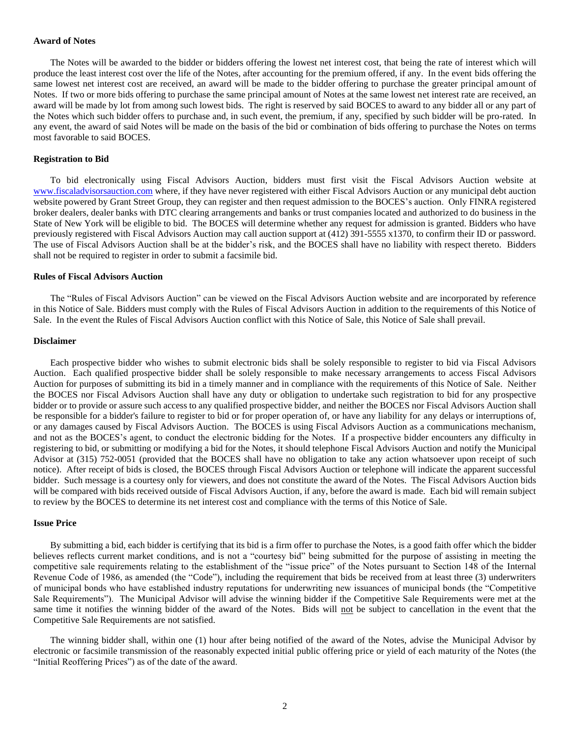**Award of Notes**

The Notes will be awarded to the bidder or bidders offering the lowest net interest cost, that being the rate of interest which will produce the least interest cost over the life of the Notes, after accounting for the premium offered, if any. In the event bids offering the same lowest net interest cost are received, an award will be made to the bidder offering to purchase the greater principal amount of Notes. If two or more bids offering to purchase the same principal amount of Notes at the same lowest net interest rate are received, an award will be made by lot from among such lowest bids. The right is reserved by said BOCES to award to any bidder all or any part of the Notes which such bidder offers to purchase and, in such event, the premium, if any, specified by such bidder will be pro-rated. In any event, the award of said Notes will be made on the basis of the bid or combination of bids offering to purchase the Notes on terms most favorable to said BOCES.

**Registration to Bid**

To bid electronically using Fiscal Advisors Auction, bidders must first visit the Fiscal Advisors Auction website at www.fiscaladvisorsauction.com where, if they have never registered with either Fiscal Advisors Auction or any municipal debt auction website powered by Grant Street Group, they can register and then request admission to the BOCES's auction. Only FINRA registered broker dealers, dealer banks with DTC clearing arrangements and banks or trust companies located and authorized to do business in the State of New York will be eligible to bid. The BOCES will determine whether any request for admission is granted. Bidders who have previously registered with Fiscal Advisors Auction may call auction support at (412) 391-5555 x1370, to confirm their ID or password. The use of Fiscal Advisors Auction shall be at the bidder's risk, and the BOCES shall have no liability with respect thereto. Bidders shall not be required to register in order to submit a facsimile bid.

**Rules of Fiscal Advisors Auction**

The "Rules of Fiscal Advisors Auction" can be viewed on the Fiscal Advisors Auction website and are incorporated by reference in this Notice of Sale. Bidders must comply with the Rules of Fiscal Advisors Auction in addition to the requirements of this Notice of Sale. In the event the Rules of Fiscal Advisors Auction conflict with this Notice of Sale, this Notice of Sale shall prevail.

**Disclaimer**

Each prospective bidder who wishes to submit electronic bids shall be solely responsible to register to bid via Fiscal Advisors Auction. Each qualified prospective bidder shall be solely responsible to make necessary arrangements to access Fiscal Advisors Auction for purposes of submitting its bid in a timely manner and in compliance with the requirements of this Notice of Sale. Neither the BOCES nor Fiscal Advisors Auction shall have any duty or obligation to undertake such registration to bid for any prospective bidder or to provide or assure such access to any qualified prospective bidder, and neither the BOCES nor Fiscal Advisors Auction shall be responsible for a bidder's failure to register to bid or for proper operation of, or have any liability for any delays or interruptions of, or any damages caused by Fiscal Advisors Auction. The BOCES is using Fiscal Advisors Auction as a communications mechanism, and not as the BOCES's agent, to conduct the electronic bidding for the Notes. If a prospective bidder encounters any difficulty in registering to bid, or submitting or modifying a bid for the Notes, it should telephone Fiscal Advisors Auction and notify the Municipal Advisor at (315) 752-0051 (provided that the BOCES shall have no obligation to take any action whatsoever upon receipt of such notice). After receipt of bids is closed, the BOCES through Fiscal Advisors Auction or telephone will indicate the apparent successful bidder. Such message is a courtesy only for viewers, and does not constitute the award of the Notes. The Fiscal Advisors Auction bids will be compared with bids received outside of Fiscal Advisors Auction, if any, before the award is made. Each bid will remain subject to review by the BOCES to determine its net interest cost and compliance with the terms of this Notice of Sale.

**Issue Price**

By submitting a bid, each bidder is certifying that its bid is a firm offer to purchase the Notes, is a good faith offer which the bidder believes reflects current market conditions, and is not a "courtesy bid" being submitted for the purpose of assisting in meeting the competitive sale requirements relating to the establishment of the "issue price" of the Notes pursuant to Section 148 of the Internal Revenue Code of 1986, as amended (the "Code"), including the requirement that bids be received from at least three (3) underwriters of municipal bonds who have established industry reputations for underwriting new issuances of municipal bonds (the "Competitive Sale Requirements"). The Municipal Advisor will advise the winning bidder if the Competitive Sale Requirements were met at the same time it notifies the winning bidder of the award of the Notes. Bids will not be subject to cancellation in the event that the Competitive Sale Requirements are not satisfied.

The winning bidder shall, within one (1) hour after being notified of the award of the Notes, advise the Municipal Advisor by electronic or facsimile transmission of the reasonably expected initial public offering price or yield of each maturity of the Notes (the "Initial Reoffering Prices") as of the date of the award.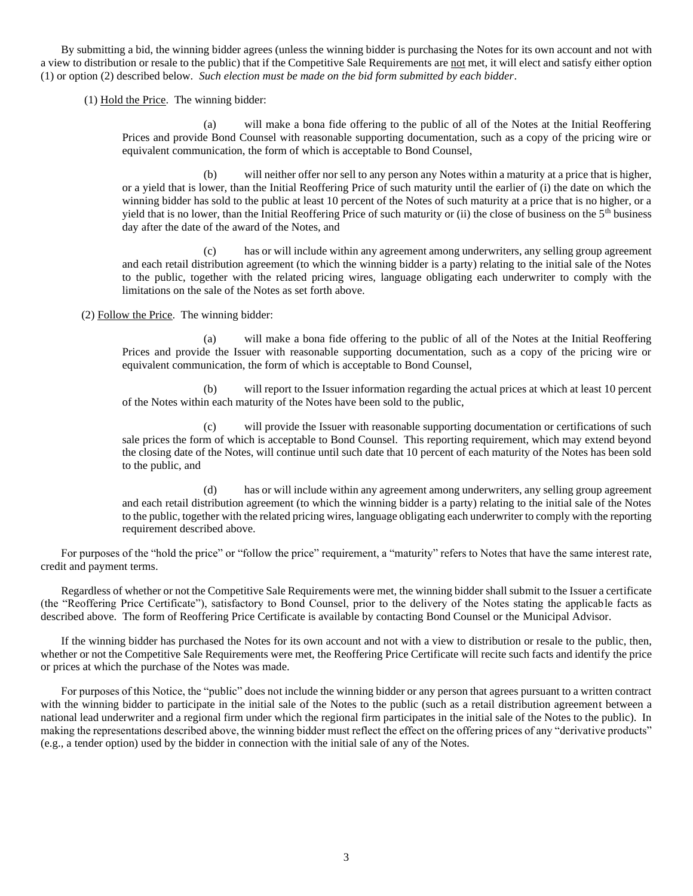By submitting a bid, the winning bidder agrees (unless the winning bidder is purchasing the Notes for its own account and not with a view to distribution or resale to the public) that if the Competitive Sale Requirements are <u>not</u> met, it will elect and satisfy either option (1) or option (2) described below. *Such election must be made on the bid form submitted by each bidder*.

(1) <u>Hold the Price</u>. The winning bidder:

(a) will make a bona fide offering to the public of all of the Notes at the Initial Reoffering Prices and provide Bond Counsel with reasonable supporting documentation, such as a copy of the pricing wire or equivalent communication, the form of which is acceptable to Bond Counsel,

(b) will neither offer nor sell to any person any Notes within a maturity at a price that is higher, or a yield that is lower, than the Initial Reoffering Price of such maturity until the earlier of (i) the date on which the winning bidder has sold to the public at least 10 percent of the Notes of such maturity at a price that is no higher, or a yield that is no lower, than the Initial Reoffering Price of such maturity or (ii) the close of business on the 5th business day after the date of the award of the Notes, and

(c) has or will include within any agreement among underwriters, any selling group agreement and each retail distribution agreement (to which the winning bidder is a party) relating to the initial sale of the Notes to the public, together with the related pricing wires, language obligating each underwriter to comply with the limitations on the sale of the Notes as set forth above.

(2) <u>Follow the Price</u>. The winning bidder:

(a) will make a bona fide offering to the public of all of the Notes at the Initial Reoffering Prices and provide the Issuer with reasonable supporting documentation, such as a copy of the pricing wire or equivalent communication, the form of which is acceptable to Bond Counsel,

(b) will report to the Issuer information regarding the actual prices at which at least 10 percent of the Notes within each maturity of the Notes have been sold to the public,

(c) will provide the Issuer with reasonable supporting documentation or certifications of such sale prices the form of which is acceptable to Bond Counsel. This reporting requirement, which may extend beyond the closing date of the Notes, will continue until such date that 10 percent of each maturity of the Notes has been sold to the public, and

(d) has or will include within any agreement among underwriters, any selling group agreement and each retail distribution agreement (to which the winning bidder is a party) relating to the initial sale of the Notes to the public, together with the related pricing wires, language obligating each underwriter to comply with the reporting requirement described above.

For purposes of the "hold the price" or "follow the price" requirement, a "maturity" refers to Notes that have the same interest rate, credit and payment terms.

Regardless of whether or not the Competitive Sale Requirements were met, the winning bidder shall submit to the Issuer a certificate (the "Reoffering Price Certificate"), satisfactory to Bond Counsel, prior to the delivery of the Notes stating the applicable facts as described above. The form of Reoffering Price Certificate is available by contacting Bond Counsel or the Municipal Advisor.

If the winning bidder has purchased the Notes for its own account and not with a view to distribution or resale to the public, then, whether or not the Competitive Sale Requirements were met, the Reoffering Price Certificate will recite such facts and identify the price or prices at which the purchase of the Notes was made.

For purposes of this Notice, the "public" does not include the winning bidder or any person that agrees pursuant to a written contract with the winning bidder to participate in the initial sale of the Notes to the public (such as a retail distribution agreement between a national lead underwriter and a regional firm under which the regional firm participates in the initial sale of the Notes to the public). In making the representations described above, the winning bidder must reflect the effect on the offering prices of any "derivative products" (e.g., a tender option) used by the bidder in connection with the initial sale of any of the Notes.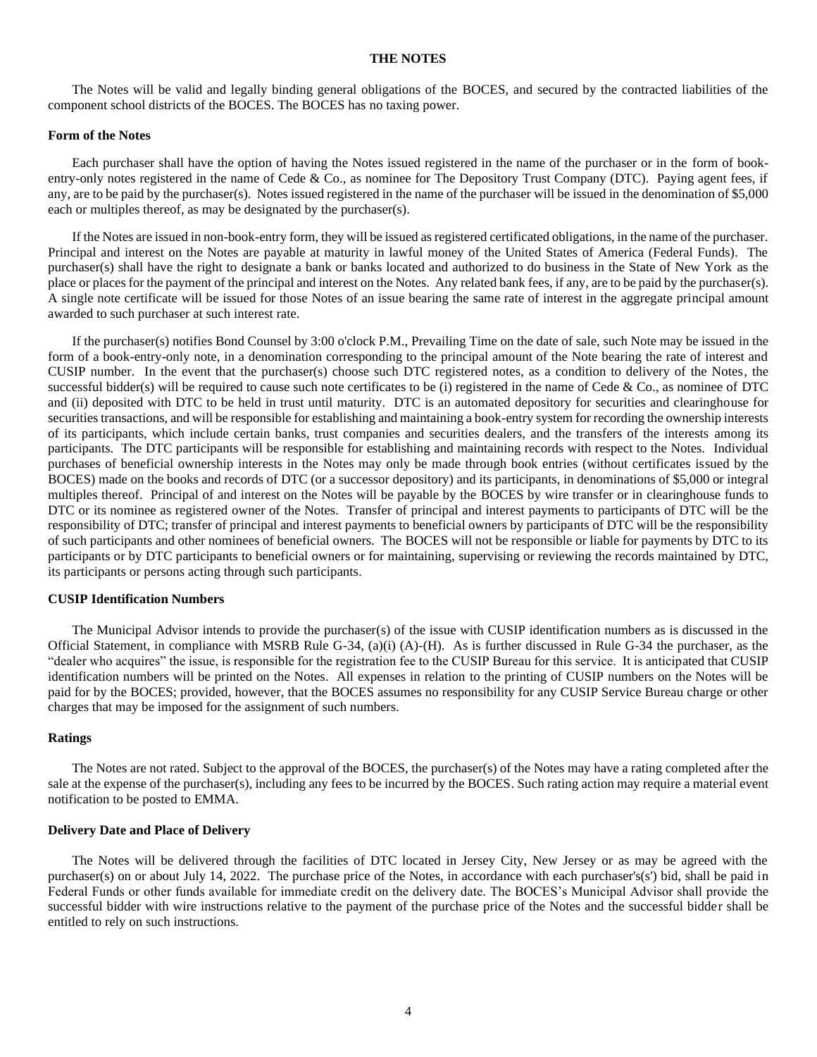## THE NOTES

The Notes will be valid and legally binding general obligations of the BOCES, and secured by the contracted liabilities of the component school districts of the BOCES. The BOCES has no taxing power.

### Form of the Notes

Each purchaser shall have the option of having the Notes issued registered in the name of the purchaser or in the form of book-entry-only notes registered in the name of Cede & Co., as nominee for The Depository Trust Company (DTC). Paying agent fees, if any, are to be paid by the purchaser(s). Notes issued registered in the name of the purchaser will be issued in the denomination of $5,000 each or multiples thereof, as may be designated by the purchaser(s).

If the Notes are issued in non-book-entry form, they will be issued as registered certificated obligations, in the name of the purchaser. Principal and interest on the Notes are payable at maturity in lawful money of the United States of America (Federal Funds). The purchaser(s) shall have the right to designate a bank or banks located and authorized to do business in the State of New York as the place or places for the payment of the principal and interest on the Notes. Any related bank fees, if any, are to be paid by the purchaser(s). A single note certificate will be issued for those Notes of an issue bearing the same rate of interest in the aggregate principal amount awarded to such purchaser at such interest rate.

If the purchaser(s) notifies Bond Counsel by 3:00 o'clock P.M., Prevailing Time on the date of sale, such Note may be issued in the form of a book-entry-only note, in a denomination corresponding to the principal amount of the Note bearing the rate of interest and CUSIP number. In the event that the purchaser(s) choose such DTC registered notes, as a condition to delivery of the Notes, the successful bidder(s) will be required to cause such note certificates to be (i) registered in the name of Cede & Co., as nominee of DTC and (ii) deposited with DTC to be held in trust until maturity. DTC is an automated depository for securities and clearinghouse for securities transactions, and will be responsible for establishing and maintaining a book-entry system for recording the ownership interests of its participants, which include certain banks, trust companies and securities dealers, and the transfers of the interests among its participants. The DTC participants will be responsible for establishing and maintaining records with respect to the Notes. Individual purchases of beneficial ownership interests in the Notes may only be made through book entries (without certificates issued by the BOCES) made on the books and records of DTC (or a successor depository) and its participants, in denominations of $5,000 or integral multiples thereof. Principal of and interest on the Notes will be payable by the BOCES by wire transfer or in clearinghouse funds to DTC or its nominee as registered owner of the Notes. Transfer of principal and interest payments to participants of DTC will be the responsibility of DTC; transfer of principal and interest payments to beneficial owners by participants of DTC will be the responsibility of such participants and other nominees of beneficial owners. The BOCES will not be responsible or liable for payments by DTC to its participants or by DTC participants to beneficial owners or for maintaining, supervising or reviewing the records maintained by DTC, its participants or persons acting through such participants.

### CUSIP Identification Numbers

The Municipal Advisor intends to provide the purchaser(s) of the issue with CUSIP identification numbers as is discussed in the Official Statement, in compliance with MSRB Rule G-34, (a)(i) (A)-(H). As is further discussed in Rule G-34 the purchaser, as the "dealer who acquires" the issue, is responsible for the registration fee to the CUSIP Bureau for this service. It is anticipated that CUSIP identification numbers will be printed on the Notes. All expenses in relation to the printing of CUSIP numbers on the Notes will be paid for by the BOCES; provided, however, that the BOCES assumes no responsibility for any CUSIP Service Bureau charge or other charges that may be imposed for the assignment of such numbers.

### Ratings

The Notes are not rated. Subject to the approval of the BOCES, the purchaser(s) of the Notes may have a rating completed after the sale at the expense of the purchaser(s), including any fees to be incurred by the BOCES. Such rating action may require a material event notification to be posted to EMMA.

### Delivery Date and Place of Delivery

The Notes will be delivered through the facilities of DTC located in Jersey City, New Jersey or as may be agreed with the purchaser(s) on or about July 14, 2022. The purchase price of the Notes, in accordance with each purchaser's(s') bid, shall be paid in Federal Funds or other funds available for immediate credit on the delivery date. The BOCES's Municipal Advisor shall provide the successful bidder with wire instructions relative to the payment of the purchase price of the Notes and the successful bidder shall be entitled to rely on such instructions.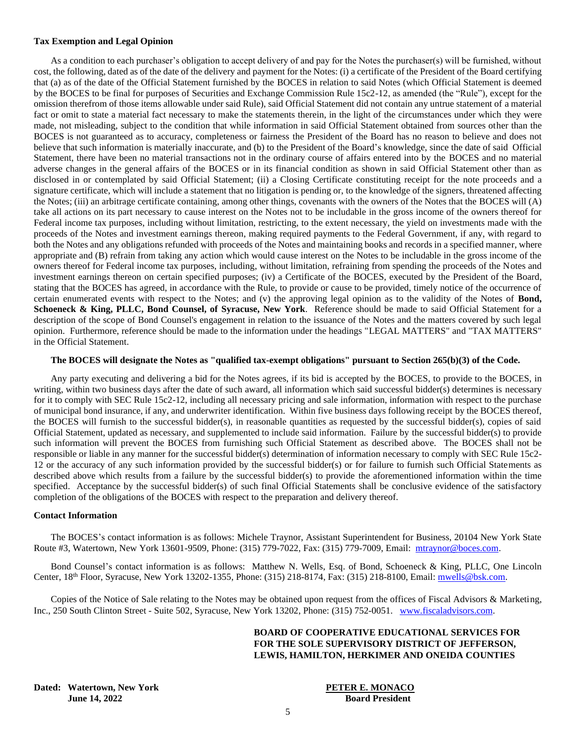**Tax Exemption and Legal Opinion**

As a condition to each purchaser's obligation to accept delivery of and pay for the Notes the purchaser(s) will be furnished, without cost, the following, dated as of the date of the delivery and payment for the Notes: (i) a certificate of the President of the Board certifying that (a) as of the date of the Official Statement furnished by the BOCES in relation to said Notes (which Official Statement is deemed by the BOCES to be final for purposes of Securities and Exchange Commission Rule 15c2-12, as amended (the "Rule"), except for the omission therefrom of those items allowable under said Rule), said Official Statement did not contain any untrue statement of a material fact or omit to state a material fact necessary to make the statements therein, in the light of the circumstances under which they were made, not misleading, subject to the condition that while information in said Official Statement obtained from sources other than the BOCES is not guaranteed as to accuracy, completeness or fairness the President of the Board has no reason to believe and does not believe that such information is materially inaccurate, and (b) to the President of the Board's knowledge, since the date of said Official Statement, there have been no material transactions not in the ordinary course of affairs entered into by the BOCES and no material adverse changes in the general affairs of the BOCES or in its financial condition as shown in said Official Statement other than as disclosed in or contemplated by said Official Statement; (ii) a Closing Certificate constituting receipt for the note proceeds and a signature certificate, which will include a statement that no litigation is pending or, to the knowledge of the signers, threatened affecting the Notes; (iii) an arbitrage certificate containing, among other things, covenants with the owners of the Notes that the BOCES will (A) take all actions on its part necessary to cause interest on the Notes not to be includable in the gross income of the owners thereof for Federal income tax purposes, including without limitation, restricting, to the extent necessary, the yield on investments made with the proceeds of the Notes and investment earnings thereon, making required payments to the Federal Government, if any, with regard to both the Notes and any obligations refunded with proceeds of the Notes and maintaining books and records in a specified manner, where appropriate and (B) refrain from taking any action which would cause interest on the Notes to be includable in the gross income of the owners thereof for Federal income tax purposes, including, without limitation, refraining from spending the proceeds of the Notes and investment earnings thereon on certain specified purposes; (iv) a Certificate of the BOCES, executed by the President of the Board, stating that the BOCES has agreed, in accordance with the Rule, to provide or cause to be provided, timely notice of the occurrence of certain enumerated events with respect to the Notes; and (v) the approving legal opinion as to the validity of the Notes of **Bond, Schoeneck & King, PLLC, Bond Counsel, of Syracuse, New York**. Reference should be made to said Official Statement for a description of the scope of Bond Counsel's engagement in relation to the issuance of the Notes and the matters covered by such legal opinion. Furthermore, reference should be made to the information under the headings "LEGAL MATTERS" and "TAX MATTERS" in the Official Statement.

**The BOCES will designate the Notes as "qualified tax-exempt obligations" pursuant to Section 265(b)(3) of the Code.**

Any party executing and delivering a bid for the Notes agrees, if its bid is accepted by the BOCES, to provide to the BOCES, in writing, within two business days after the date of such award, all information which said successful bidder(s) determines is necessary for it to comply with SEC Rule 15c2-12, including all necessary pricing and sale information, information with respect to the purchase of municipal bond insurance, if any, and underwriter identification. Within five business days following receipt by the BOCES thereof, the BOCES will furnish to the successful bidder(s), in reasonable quantities as requested by the successful bidder(s), copies of said Official Statement, updated as necessary, and supplemented to include said information. Failure by the successful bidder(s) to provide such information will prevent the BOCES from furnishing such Official Statement as described above. The BOCES shall not be responsible or liable in any manner for the successful bidder(s) determination of information necessary to comply with SEC Rule 15c2-12 or the accuracy of any such information provided by the successful bidder(s) or for failure to furnish such Official Statements as described above which results from a failure by the successful bidder(s) to provide the aforementioned information within the time specified. Acceptance by the successful bidder(s) of such final Official Statements shall be conclusive evidence of the satisfactory completion of the obligations of the BOCES with respect to the preparation and delivery thereof.

**Contact Information**

The BOCES's contact information is as follows: Michele Traynor, Assistant Superintendent for Business, 20104 New York State Route #3, Watertown, New York 13601-9509, Phone: (315) 779-7022, Fax: (315) 779-7009, Email: mtraynor@boces.com.

Bond Counsel's contact information is as follows: Matthew N. Wells, Esq. of Bond, Schoeneck & King, PLLC, One Lincoln Center, 18th Floor, Syracuse, New York 13202-1355, Phone: (315) 218-8174, Fax: (315) 218-8100, Email: mwells@bsk.com.

Copies of the Notice of Sale relating to the Notes may be obtained upon request from the offices of Fiscal Advisors & Marketing, Inc., 250 South Clinton Street - Suite 502, Syracuse, New York 13202, Phone: (315) 752-0051. www.fiscaladvisors.com.

**BOARD OF COOPERATIVE EDUCATIONAL SERVICES FOR FOR THE SOLE SUPERVISORY DISTRICT OF JEFFERSON, LEWIS, HAMILTON, HERKIMER AND ONEIDA COUNTIES**

**Dated: Watertown, New York**
**June 14, 2022**

**PETER E. MONACO**
**Board President**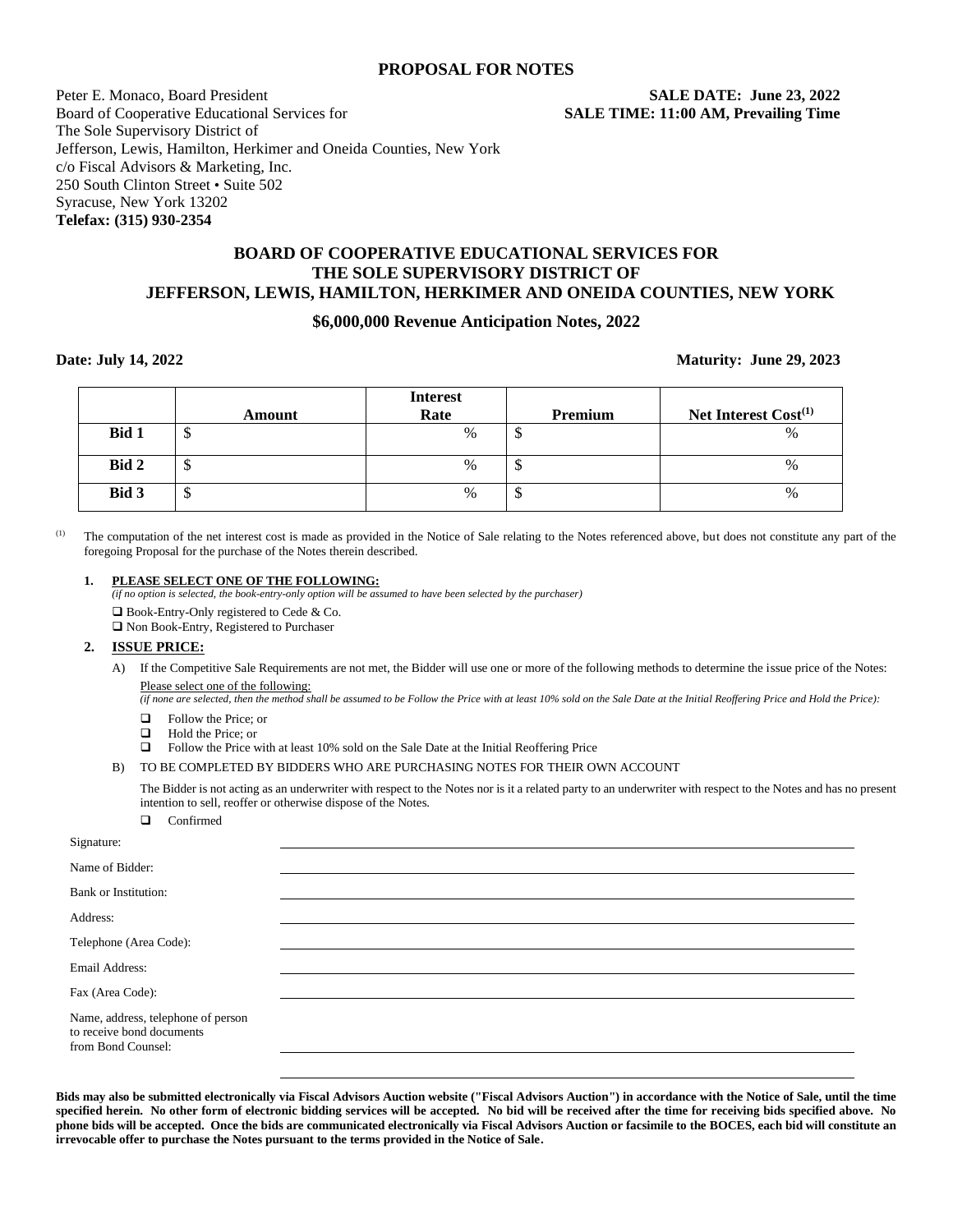# PROPOSAL FOR NOTES

Peter E. Monaco, Board President
Board of Cooperative Educational Services for
The Sole Supervisory District of
Jefferson, Lewis, Hamilton, Herkimer and Oneida Counties, New York
c/o Fiscal Advisors & Marketing, Inc.
250 South Clinton Street • Suite 502
Syracuse, New York 13202
**Telefax: (315) 930-2354**

**SALE DATE: June 23, 2022**
**SALE TIME: 11:00 AM, Prevailing Time**

## BOARD OF COOPERATIVE EDUCATIONAL SERVICES FOR THE SOLE SUPERVISORY DISTRICT OF JEFFERSON, LEWIS, HAMILTON, HERKIMER AND ONEIDA COUNTIES, NEW YORK

### $6,000,000 Revenue Anticipation Notes, 2022

**Date: July 14, 2022** **Maturity: June 29, 2023**

| | Amount | Interest Rate | Premium | Net Interest Cost[(1)] |
|---|---|---|---|---|
| **Bid 1** | $ | % | $ | % |
| **Bid 2** | $ | % | $ | % |
| **Bid 3** | $ | % | $ | % |

(1) The computation of the net interest cost is made as provided in the Notice of Sale relating to the Notes referenced above, but does not constitute any part of the foregoing Proposal for the purchase of the Notes therein described.

**1. PLEASE SELECT ONE OF THE FOLLOWING:**
*(if no option is selected, the book-entry-only option will be assumed to have been selected by the purchaser)*

❑ Book-Entry-Only registered to Cede & Co.
❑ Non Book-Entry, Registered to Purchaser

**2. ISSUE PRICE:**

A) If the Competitive Sale Requirements are not met, the Bidder will use one or more of the following methods to determine the issue price of the Notes:
Please select one of the following:
*(if none are selected, then the method shall be assumed to be Follow the Price with at least 10% sold on the Sale Date at the Initial Reoffering Price and Hold the Price):*

❑ Follow the Price; or
❑ Hold the Price; or
❑ Follow the Price with at least 10% sold on the Sale Date at the Initial Reoffering Price

B) TO BE COMPLETED BY BIDDERS WHO ARE PURCHASING NOTES FOR THEIR OWN ACCOUNT

The Bidder is not acting as an underwriter with respect to the Notes nor is it a related party to an underwriter with respect to the Notes and has no present intention to sell, reoffer or otherwise dispose of the Notes.

❑ Confirmed

Signature: ____________________

Name of Bidder: ____________________

Bank or Institution: ____________________

Address: ____________________

Telephone (Area Code): ____________________

Email Address: ____________________

Fax (Area Code): ____________________

Name, address, telephone of person to receive bond documents from Bond Counsel: ____________________

**Bids may also be submitted electronically via Fiscal Advisors Auction website ("Fiscal Advisors Auction") in accordance with the Notice of Sale, until the time specified herein. No other form of electronic bidding services will be accepted. No bid will be received after the time for receiving bids specified above. No phone bids will be accepted. Once the bids are communicated electronically via Fiscal Advisors Auction or facsimile to the BOCES, each bid will constitute an irrevocable offer to purchase the Notes pursuant to the terms provided in the Notice of Sale.**